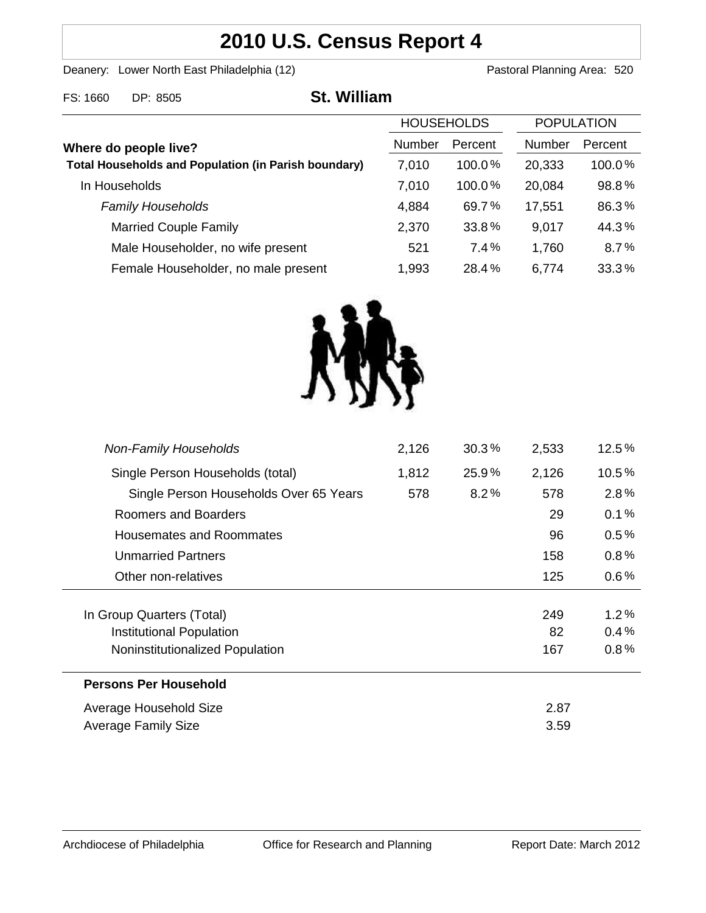# 2010 U.S. Census Report 4

Deanery: Lower North East Philadelphia (12)    Pastoral Planning Area: 520

FS: 1660    DP: 8505

## St. William

| Where do people live? | HOUSEHOLDS Number | HOUSEHOLDS Percent | POPULATION Number | POPULATION Percent |
|---|---|---|---|---|
| **Total Households and Population (in Parish boundary)** | 7,010 | 100.0% | 20,333 | 100.0% |
| In Households | 7,010 | 100.0% | 20,084 | 98.8% |
| *Family Households* | 4,884 | 69.7% | 17,551 | 86.3% |
| Married Couple Family | 2,370 | 33.8% | 9,017 | 44.3% |
| Male Householder, no wife present | 521 | 7.4% | 1,760 | 8.7% |
| Female Householder, no male present | 1,993 | 28.4% | 6,774 | 33.3% |
| *Non-Family Households* | 2,126 | 30.3% | 2,533 | 12.5% |
| Single Person Households (total) | 1,812 | 25.9% | 2,126 | 10.5% |
| Single Person Households Over 65 Years | 578 | 8.2% | 578 | 2.8% |
| Roomers and Boarders | | | 29 | 0.1% |
| Housemates and Roommates | | | 96 | 0.5% |
| Unmarried Partners | | | 158 | 0.8% |
| Other non-relatives | | | 125 | 0.6% |
| In Group Quarters (Total) | | | 249 | 1.2% |
| Institutional Population | | | 82 | 0.4% |
| Noninstitutionalized Population | | | 167 | 0.8% |

**Persons Per Household**

| | |
|---|---|
| Average Household Size | 2.87 |
| Average Family Size | 3.59 |

Archdiocese of Philadelphia    Office for Research and Planning    Report Date: March 2012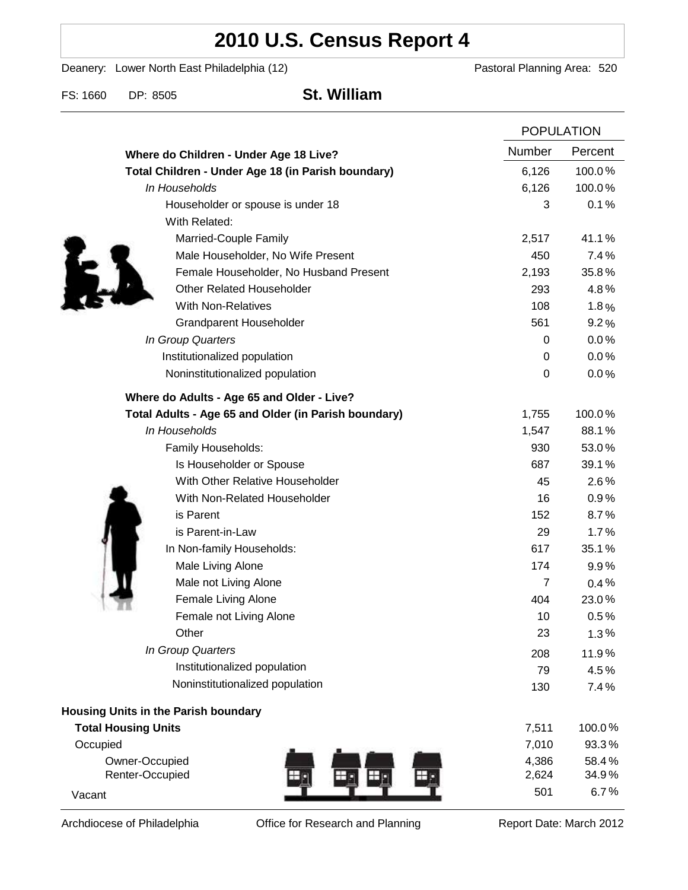# 2010 U.S. Census Report 4

Deanery: Lower North East Philadelphia (12) | Pastoral Planning Area: 520

FS: 1660 | DP: 8505

## St. William

| | POPULATION | |
|---|---|---|
| **Where do Children - Under Age 18 Live?** | **Number** | **Percent** |
| **Total Children - Under Age 18 (in Parish boundary)** | 6,126 | 100.0% |
| *In Households* | 6,126 | 100.0% |
| Householder or spouse is under 18 | 3 | 0.1% |
| With Related: | | |
| Married-Couple Family | 2,517 | 41.1% |
| Male Householder, No Wife Present | 450 | 7.4% |
| Female Householder, No Husband Present | 2,193 | 35.8% |
| Other Related Householder | 293 | 4.8% |
| With Non-Relatives | 108 | 1.8% |
| Grandparent Householder | 561 | 9.2% |
| *In Group Quarters* | 0 | 0.0% |
| Institutionalized population | 0 | 0.0% |
| Noninstitutionalized population | 0 | 0.0% |
| **Where do Adults - Age 65 and Older - Live?** | | |
| **Total Adults - Age 65 and Older (in Parish boundary)** | 1,755 | 100.0% |
| *In Households* | 1,547 | 88.1% |
| Family Households: | 930 | 53.0% |
| Is Householder or Spouse | 687 | 39.1% |
| With Other Relative Householder | 45 | 2.6% |
| With Non-Related Householder | 16 | 0.9% |
| is Parent | 152 | 8.7% |
| is Parent-in-Law | 29 | 1.7% |
| In Non-family Households: | 617 | 35.1% |
| Male Living Alone | 174 | 9.9% |
| Male not Living Alone | 7 | 0.4% |
| Female Living Alone | 404 | 23.0% |
| Female not Living Alone | 10 | 0.5% |
| Other | 23 | 1.3% |
| *In Group Quarters* | 208 | 11.9% |
| Institutionalized population | 79 | 4.5% |
| Noninstitutionalized population | 130 | 7.4% |
| **Housing Units in the Parish boundary** | | |
| **Total Housing Units** | 7,511 | 100.0% |
| Occupied | 7,010 | 93.3% |
| Owner-Occupied | 4,386 | 58.4% |
| Renter-Occupied | 2,624 | 34.9% |
| Vacant | 501 | 6.7% |

Archdiocese of Philadelphia | Office for Research and Planning | Report Date: March 2012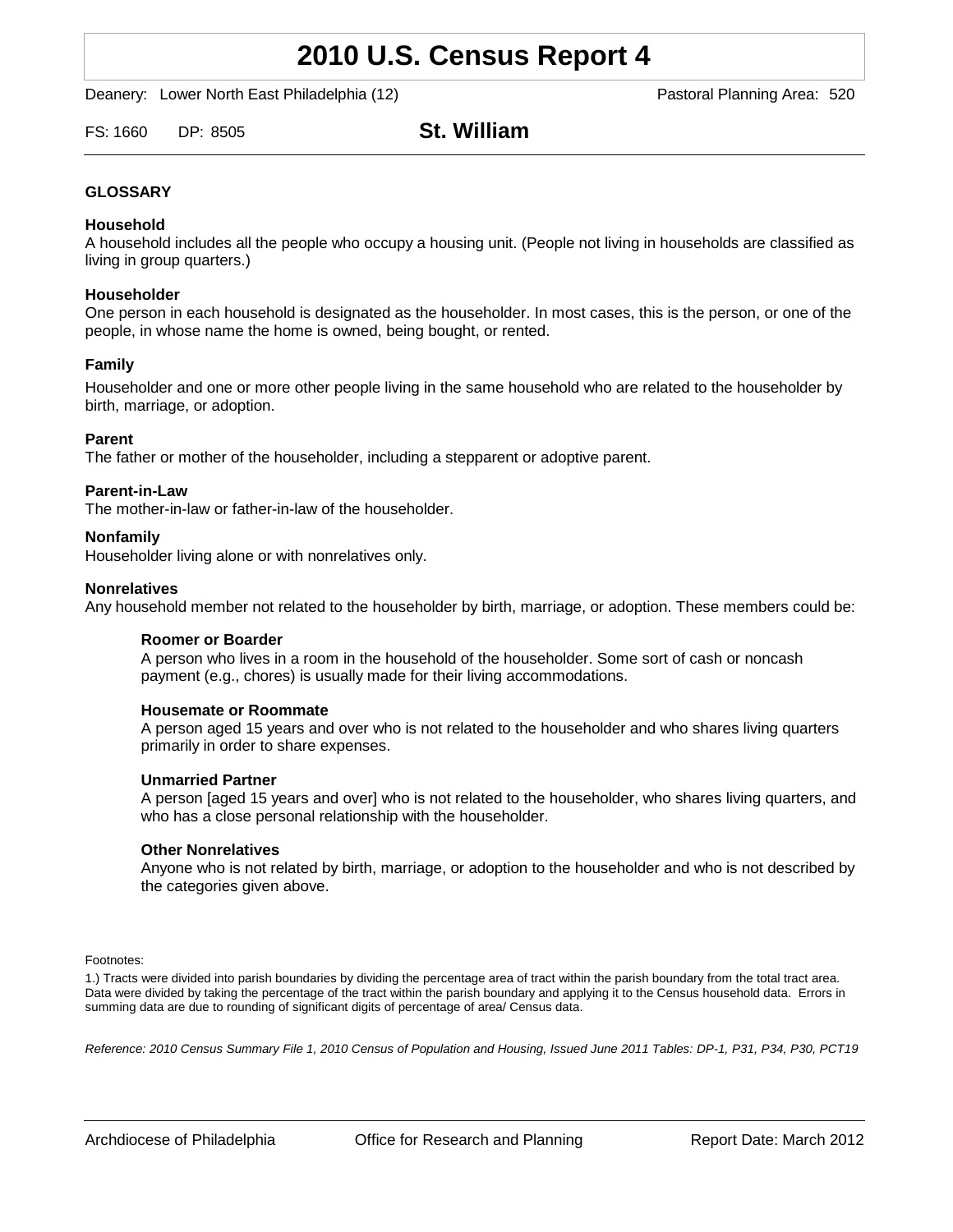# 2010 U.S. Census Report 4

Deanery: Lower North East Philadelphia (12) Pastoral Planning Area: 520

FS: 1660 DP: 8505 **St. William**

## GLOSSARY

**Household**
A household includes all the people who occupy a housing unit. (People not living in households are classified as living in group quarters.)

**Householder**
One person in each household is designated as the householder. In most cases, this is the person, or one of the people, in whose name the home is owned, being bought, or rented.

**Family**
Householder and one or more other people living in the same household who are related to the householder by birth, marriage, or adoption.

**Parent**
The father or mother of the householder, including a stepparent or adoptive parent.

**Parent-in-Law**
The mother-in-law or father-in-law of the householder.

**Nonfamily**
Householder living alone or with nonrelatives only.

**Nonrelatives**
Any household member not related to the householder by birth, marriage, or adoption. These members could be:

> **Roomer or Boarder**
> A person who lives in a room in the household of the householder. Some sort of cash or noncash payment (e.g., chores) is usually made for their living accommodations.
>
> **Housemate or Roommate**
> A person aged 15 years and over who is not related to the householder and who shares living quarters primarily in order to share expenses.
>
> **Unmarried Partner**
> A person [aged 15 years and over] who is not related to the householder, who shares living quarters, and who has a close personal relationship with the householder.
>
> **Other Nonrelatives**
> Anyone who is not related by birth, marriage, or adoption to the householder and who is not described by the categories given above.

Footnotes:

1.) Tracts were divided into parish boundaries by dividing the percentage area of tract within the parish boundary from the total tract area. Data were divided by taking the percentage of the tract within the parish boundary and applying it to the Census household data. Errors in summing data are due to rounding of significant digits of percentage of area/ Census data.

*Reference: 2010 Census Summary File 1, 2010 Census of Population and Housing, Issued June 2011 Tables: DP-1, P31, P34, P30, PCT19*

Archdiocese of Philadelphia Office for Research and Planning Report Date: March 2012